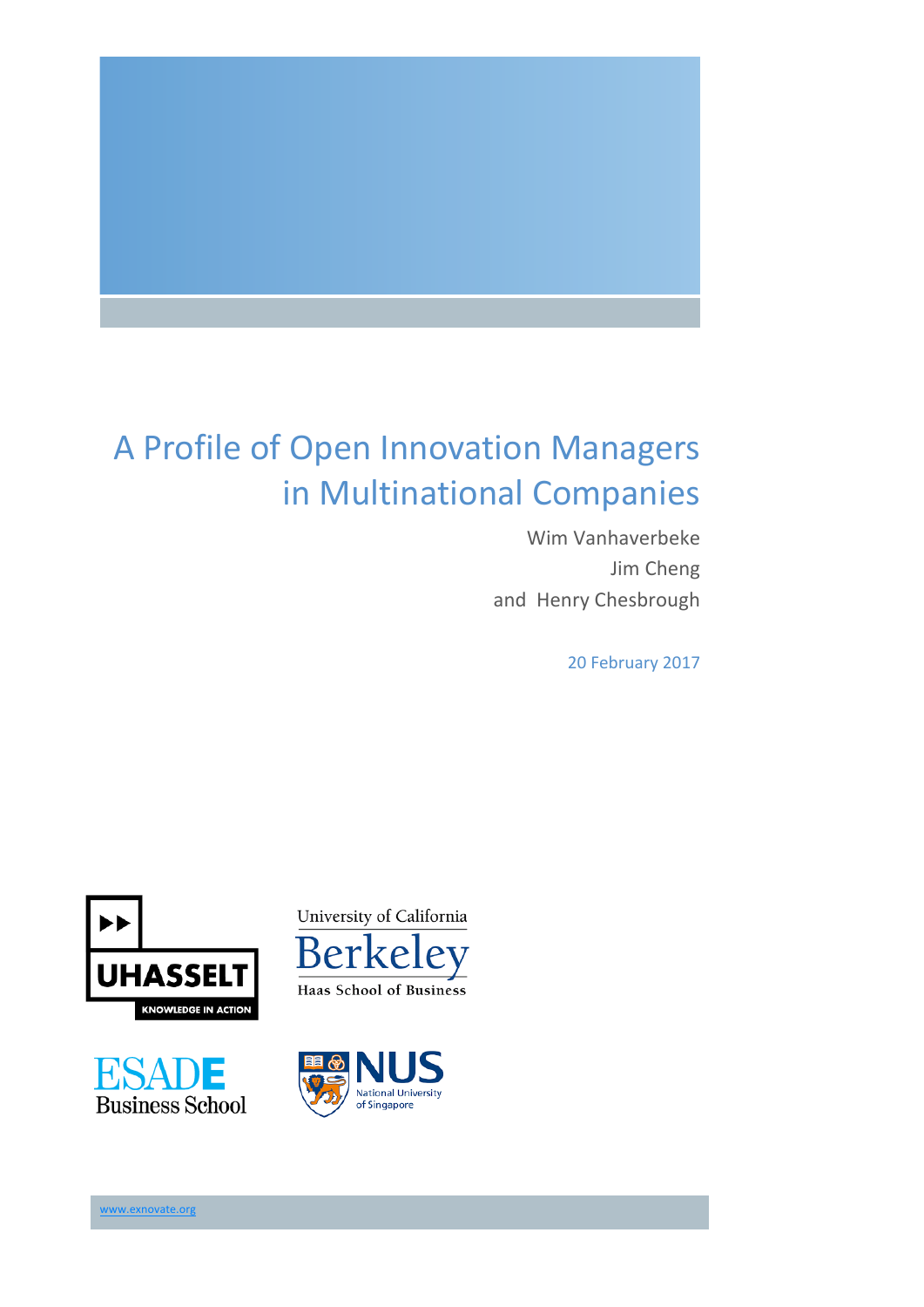# A Profile of Open Innovation Managers in Multinational Companies

Wim Vanhaverbeke

Jim Cheng

and Henry Chesbrough

20 February 2017

UHASSELT KNOWLEDGE IN ACTION

University of California Berkeley Haas School of Business

ESADE Business School

NUS National University of Singapore

www.exnovate.org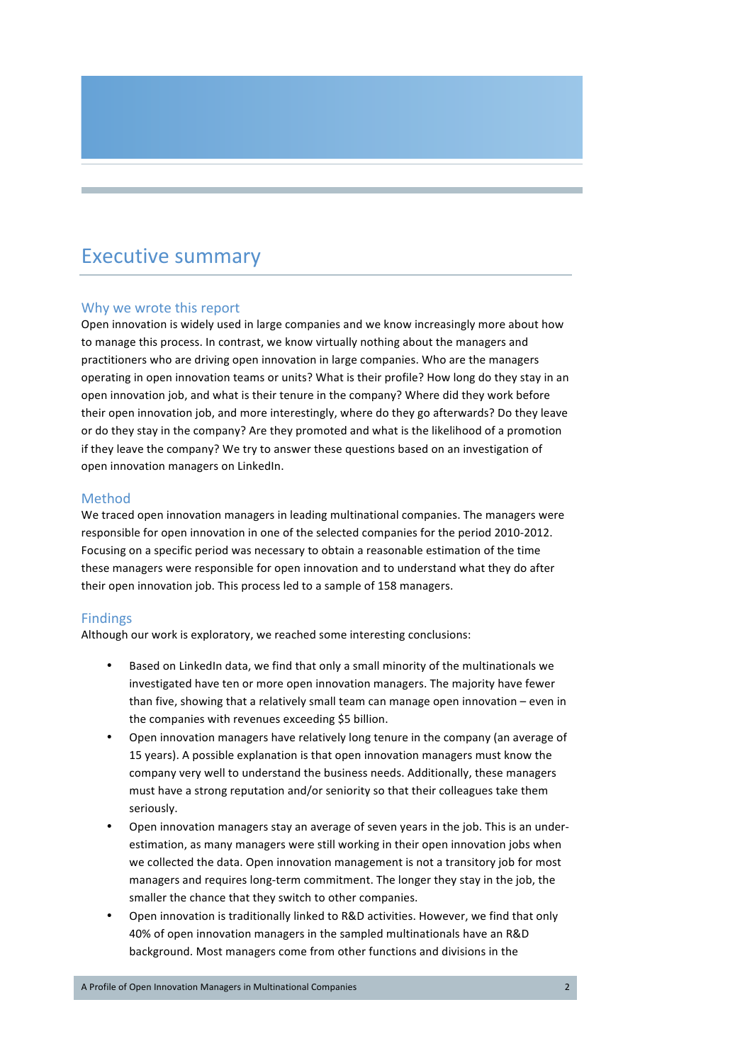# Executive summary

## Why we wrote this report

Open innovation is widely used in large companies and we know increasingly more about how to manage this process. In contrast, we know virtually nothing about the managers and practitioners who are driving open innovation in large companies. Who are the managers operating in open innovation teams or units? What is their profile? How long do they stay in an open innovation job, and what is their tenure in the company? Where did they work before their open innovation job, and more interestingly, where do they go afterwards? Do they leave or do they stay in the company? Are they promoted and what is the likelihood of a promotion if they leave the company? We try to answer these questions based on an investigation of open innovation managers on LinkedIn.

## Method

We traced open innovation managers in leading multinational companies. The managers were responsible for open innovation in one of the selected companies for the period 2010-2012. Focusing on a specific period was necessary to obtain a reasonable estimation of the time these managers were responsible for open innovation and to understand what they do after their open innovation job. This process led to a sample of 158 managers.

## Findings

Although our work is exploratory, we reached some interesting conclusions:

- Based on LinkedIn data, we find that only a small minority of the multinationals we investigated have ten or more open innovation managers. The majority have fewer than five, showing that a relatively small team can manage open innovation – even in the companies with revenues exceeding $5 billion.
- Open innovation managers have relatively long tenure in the company (an average of 15 years). A possible explanation is that open innovation managers must know the company very well to understand the business needs. Additionally, these managers must have a strong reputation and/or seniority so that their colleagues take them seriously.
- Open innovation managers stay an average of seven years in the job. This is an under-estimation, as many managers were still working in their open innovation jobs when we collected the data. Open innovation management is not a transitory job for most managers and requires long-term commitment. The longer they stay in the job, the smaller the chance that they switch to other companies.
- Open innovation is traditionally linked to R&D activities. However, we find that only 40% of open innovation managers in the sampled multinationals have an R&D background. Most managers come from other functions and divisions in the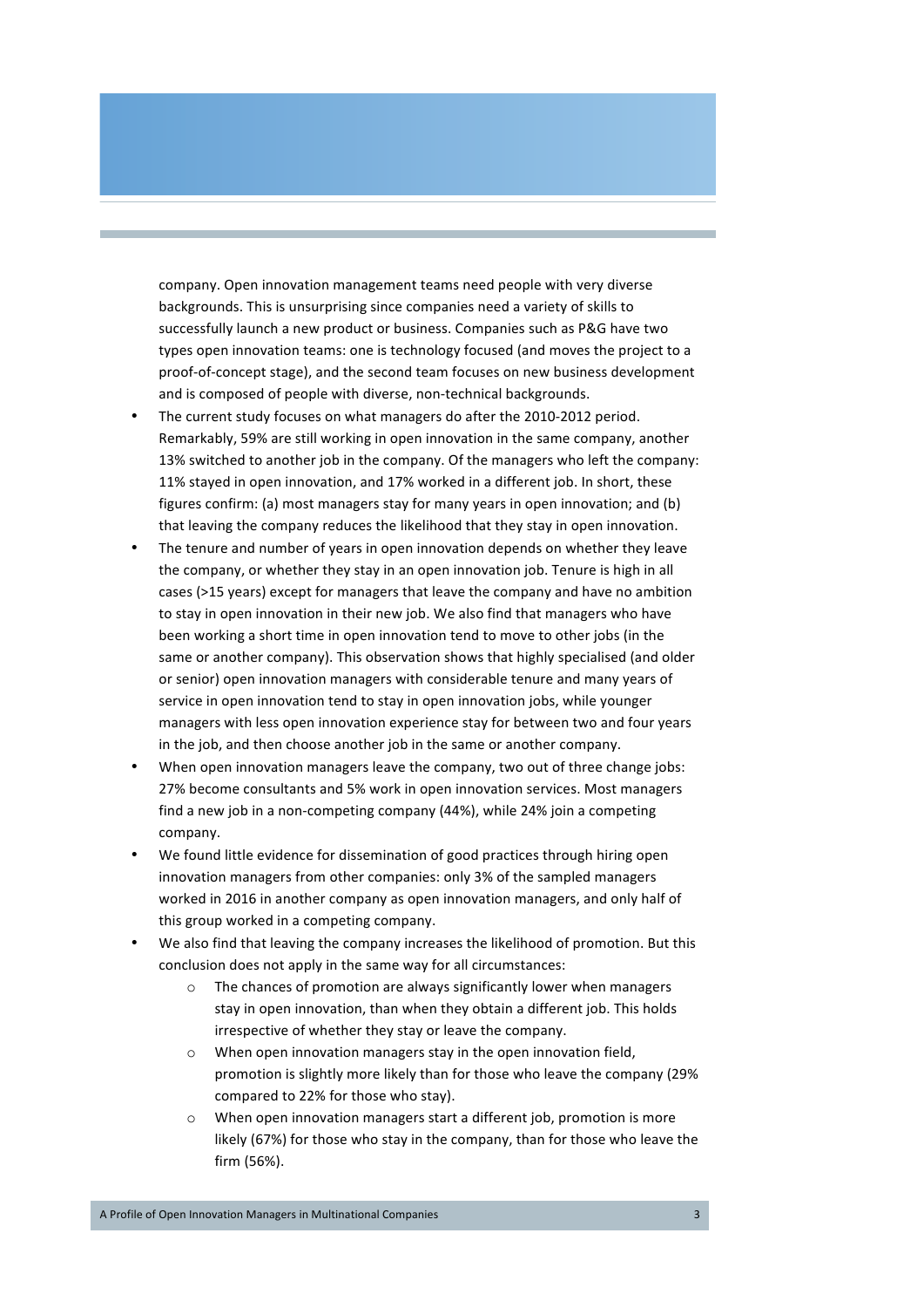company. Open innovation management teams need people with very diverse backgrounds. This is unsurprising since companies need a variety of skills to successfully launch a new product or business. Companies such as P&G have two types open innovation teams: one is technology focused (and moves the project to a proof-of-concept stage), and the second team focuses on new business development and is composed of people with diverse, non-technical backgrounds.

- The current study focuses on what managers do after the 2010-2012 period. Remarkably, 59% are still working in open innovation in the same company, another 13% switched to another job in the company. Of the managers who left the company: 11% stayed in open innovation, and 17% worked in a different job. In short, these figures confirm: (a) most managers stay for many years in open innovation; and (b) that leaving the company reduces the likelihood that they stay in open innovation.
- The tenure and number of years in open innovation depends on whether they leave the company, or whether they stay in an open innovation job. Tenure is high in all cases (>15 years) except for managers that leave the company and have no ambition to stay in open innovation in their new job. We also find that managers who have been working a short time in open innovation tend to move to other jobs (in the same or another company). This observation shows that highly specialised (and older or senior) open innovation managers with considerable tenure and many years of service in open innovation tend to stay in open innovation jobs, while younger managers with less open innovation experience stay for between two and four years in the job, and then choose another job in the same or another company.
- When open innovation managers leave the company, two out of three change jobs: 27% become consultants and 5% work in open innovation services. Most managers find a new job in a non-competing company (44%), while 24% join a competing company.
- We found little evidence for dissemination of good practices through hiring open innovation managers from other companies: only 3% of the sampled managers worked in 2016 in another company as open innovation managers, and only half of this group worked in a competing company.
- We also find that leaving the company increases the likelihood of promotion. But this conclusion does not apply in the same way for all circumstances:
  - The chances of promotion are always significantly lower when managers stay in open innovation, than when they obtain a different job. This holds irrespective of whether they stay or leave the company.
  - When open innovation managers stay in the open innovation field, promotion is slightly more likely than for those who leave the company (29% compared to 22% for those who stay).
  - When open innovation managers start a different job, promotion is more likely (67%) for those who stay in the company, than for those who leave the firm (56%).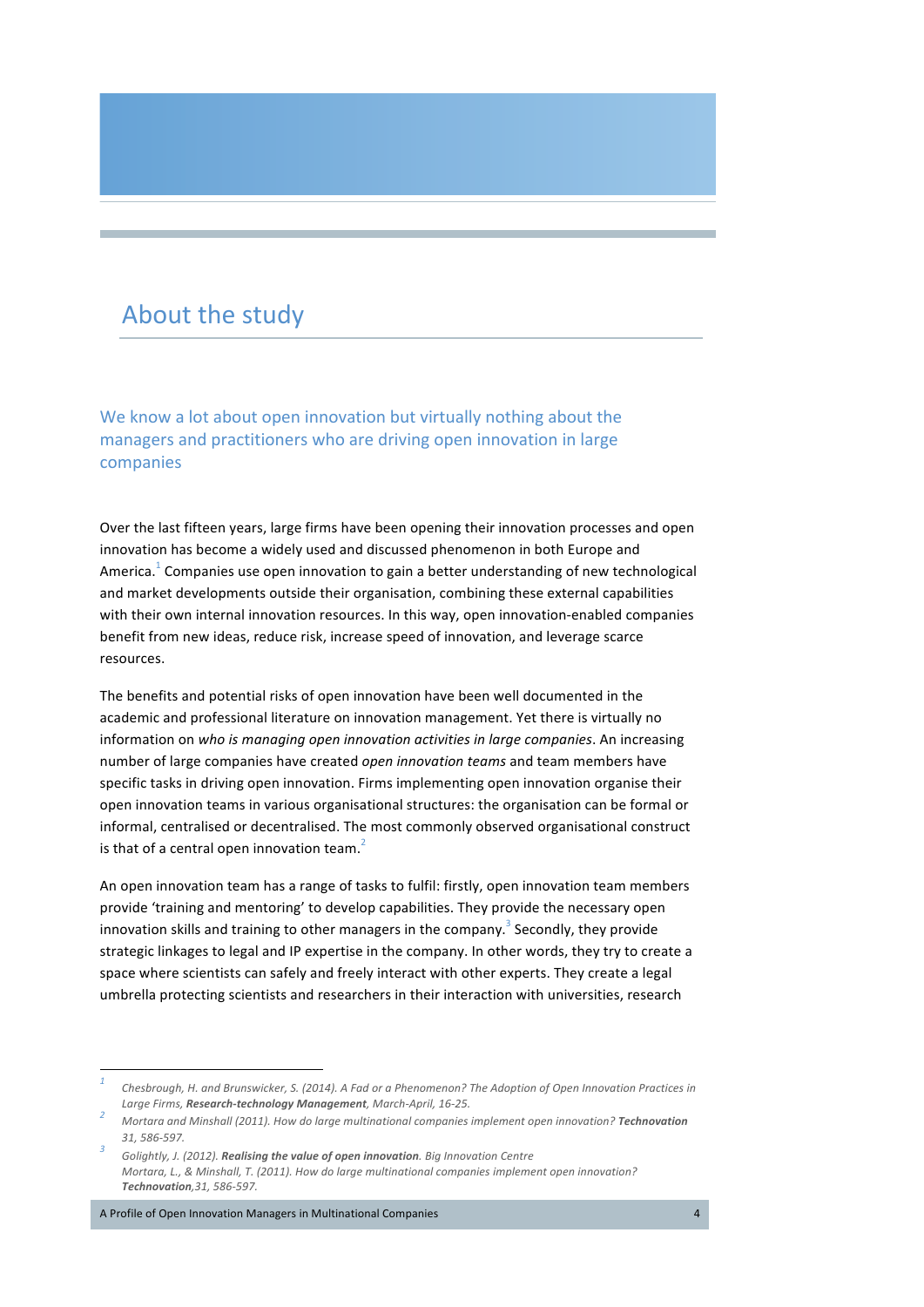# About the study

## We know a lot about open innovation but virtually nothing about the managers and practitioners who are driving open innovation in large companies

Over the last fifteen years, large firms have been opening their innovation processes and open innovation has become a widely used and discussed phenomenon in both Europe and America.[1] Companies use open innovation to gain a better understanding of new technological and market developments outside their organisation, combining these external capabilities with their own internal innovation resources. In this way, open innovation-enabled companies benefit from new ideas, reduce risk, increase speed of innovation, and leverage scarce resources.

The benefits and potential risks of open innovation have been well documented in the academic and professional literature on innovation management. Yet there is virtually no information on *who is managing open innovation activities in large companies*. An increasing number of large companies have created *open innovation teams* and team members have specific tasks in driving open innovation. Firms implementing open innovation organise their open innovation teams in various organisational structures: the organisation can be formal or informal, centralised or decentralised. The most commonly observed organisational construct is that of a central open innovation team.[2]

An open innovation team has a range of tasks to fulfil: firstly, open innovation team members provide 'training and mentoring' to develop capabilities. They provide the necessary open innovation skills and training to other managers in the company.[3] Secondly, they provide strategic linkages to legal and IP expertise in the company. In other words, they try to create a space where scientists can safely and freely interact with other experts. They create a legal umbrella protecting scientists and researchers in their interaction with universities, research

---

[1] *Chesbrough, H. and Brunswicker, S. (2014). A Fad or a Phenomenon? The Adoption of Open Innovation Practices in Large Firms, **Research-technology Management**, March-April, 16-25.*

[2] *Mortara and Minshall (2011). How do large multinational companies implement open innovation? **Technovation** 31, 586-597.*

[3] *Golightly, J. (2012). **Realising the value of open innovation**. Big Innovation Centre*
*Mortara, L., & Minshall, T. (2011). How do large multinational companies implement open innovation? **Technovation**,31, 586-597.*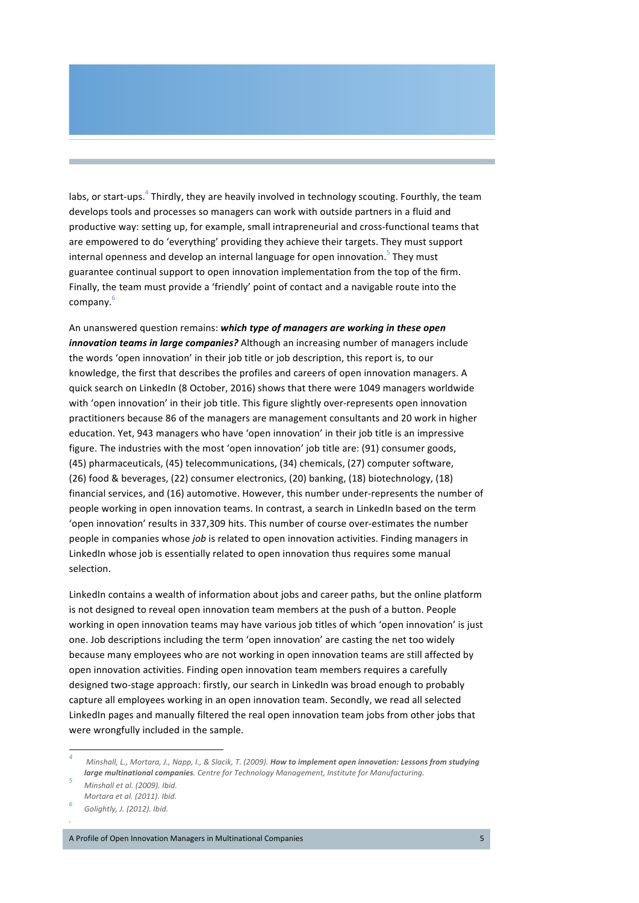labs, or start-ups.[4] Thirdly, they are heavily involved in technology scouting. Fourthly, the team develops tools and processes so managers can work with outside partners in a fluid and productive way: setting up, for example, small intrapreneurial and cross-functional teams that are empowered to do 'everything' providing they achieve their targets. They must support internal openness and develop an internal language for open innovation.[5] They must guarantee continual support to open innovation implementation from the top of the firm. Finally, the team must provide a 'friendly' point of contact and a navigable route into the company.[6]

An unanswered question remains: ***which type of managers are working in these open innovation teams in large companies?*** Although an increasing number of managers include the words 'open innovation' in their job title or job description, this report is, to our knowledge, the first that describes the profiles and careers of open innovation managers. A quick search on LinkedIn (8 October, 2016) shows that there were 1049 managers worldwide with 'open innovation' in their job title. This figure slightly over-represents open innovation practitioners because 86 of the managers are management consultants and 20 work in higher education. Yet, 943 managers who have 'open innovation' in their job title is an impressive figure. The industries with the most 'open innovation' job title are: (91) consumer goods, (45) pharmaceuticals, (45) telecommunications, (34) chemicals, (27) computer software, (26) food & beverages, (22) consumer electronics, (20) banking, (18) biotechnology, (18) financial services, and (16) automotive. However, this number under-represents the number of people working in open innovation teams. In contrast, a search in LinkedIn based on the term 'open innovation' results in 337,309 hits. This number of course over-estimates the number people in companies whose *job* is related to open innovation activities. Finding managers in LinkedIn whose job is essentially related to open innovation thus requires some manual selection.

LinkedIn contains a wealth of information about jobs and career paths, but the online platform is not designed to reveal open innovation team members at the push of a button. People working in open innovation teams may have various job titles of which 'open innovation' is just one. Job descriptions including the term 'open innovation' are casting the net too widely because many employees who are not working in open innovation teams are still affected by open innovation activities. Finding open innovation team members requires a carefully designed two-stage approach: firstly, our search in LinkedIn was broad enough to probably capture all employees working in an open innovation team. Secondly, we read all selected LinkedIn pages and manually filtered the real open innovation team jobs from other jobs that were wrongfully included in the sample.

---

[4] *Minshall, L., Mortara, J., Napp, I., & Slacik, T. (2009).* ***How to implement open innovation: Lessons from studying large multinational companies****. Centre for Technology Management, Institute for Manufacturing.*

[5] *Minshall et al. (2009). Ibid.*
*Mortara et al. (2011). Ibid.*

[6] *Golightly, J. (2012). Ibid.*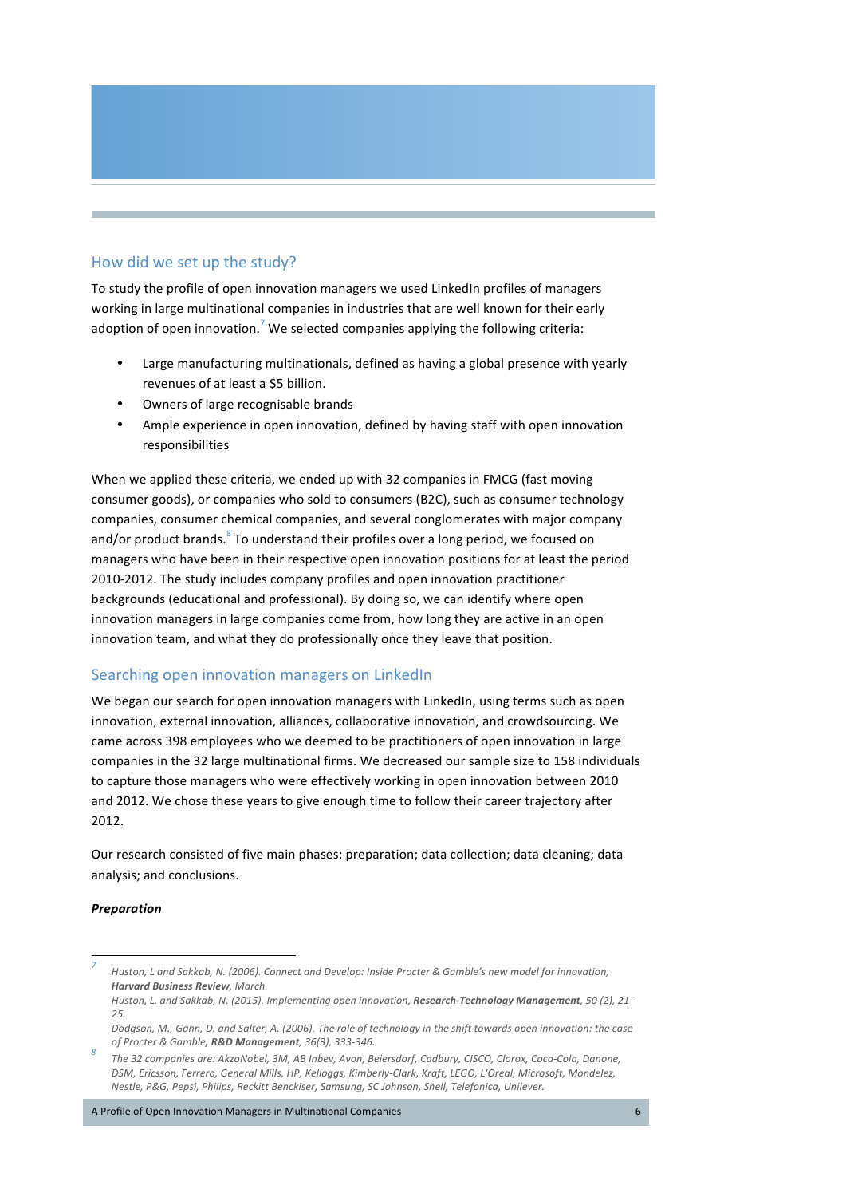## How did we set up the study?

To study the profile of open innovation managers we used LinkedIn profiles of managers working in large multinational companies in industries that are well known for their early adoption of open innovation.[7] We selected companies applying the following criteria:

- Large manufacturing multinationals, defined as having a global presence with yearly revenues of at least a $5 billion.
- Owners of large recognisable brands
- Ample experience in open innovation, defined by having staff with open innovation responsibilities

When we applied these criteria, we ended up with 32 companies in FMCG (fast moving consumer goods), or companies who sold to consumers (B2C), such as consumer technology companies, consumer chemical companies, and several conglomerates with major company and/or product brands.[8] To understand their profiles over a long period, we focused on managers who have been in their respective open innovation positions for at least the period 2010-2012. The study includes company profiles and open innovation practitioner backgrounds (educational and professional). By doing so, we can identify where open innovation managers in large companies come from, how long they are active in an open innovation team, and what they do professionally once they leave that position.

## Searching open innovation managers on LinkedIn

We began our search for open innovation managers with LinkedIn, using terms such as open innovation, external innovation, alliances, collaborative innovation, and crowdsourcing. We came across 398 employees who we deemed to be practitioners of open innovation in large companies in the 32 large multinational firms. We decreased our sample size to 158 individuals to capture those managers who were effectively working in open innovation between 2010 and 2012. We chose these years to give enough time to follow their career trajectory after 2012.

Our research consisted of five main phases: preparation; data collection; data cleaning; data analysis; and conclusions.

***Preparation***

---

[7] *Huston, L and Sakkab, N. (2006). Connect and Develop: Inside Procter & Gamble's new model for innovation, **Harvard Business Review**, March.*
*Huston, L. and Sakkab, N. (2015). Implementing open innovation, **Research-Technology Management**, 50 (2), 21-25.*
*Dodgson, M., Gann, D. and Salter, A. (2006). The role of technology in the shift towards open innovation: the case of Procter & Gamble**, R&D Management**, 36(3), 333-346.*

[8] *The 32 companies are: AkzoNobel, 3M, AB Inbev, Avon, Beiersdorf, Cadbury, CISCO, Clorox, Coca-Cola, Danone, DSM, Ericsson, Ferrero, General Mills, HP, Kelloggs, Kimberly-Clark, Kraft, LEGO, L'Oreal, Microsoft, Mondelez, Nestle, P&G, Pepsi, Philips, Reckitt Benckiser, Samsung, SC Johnson, Shell, Telefonica, Unilever.*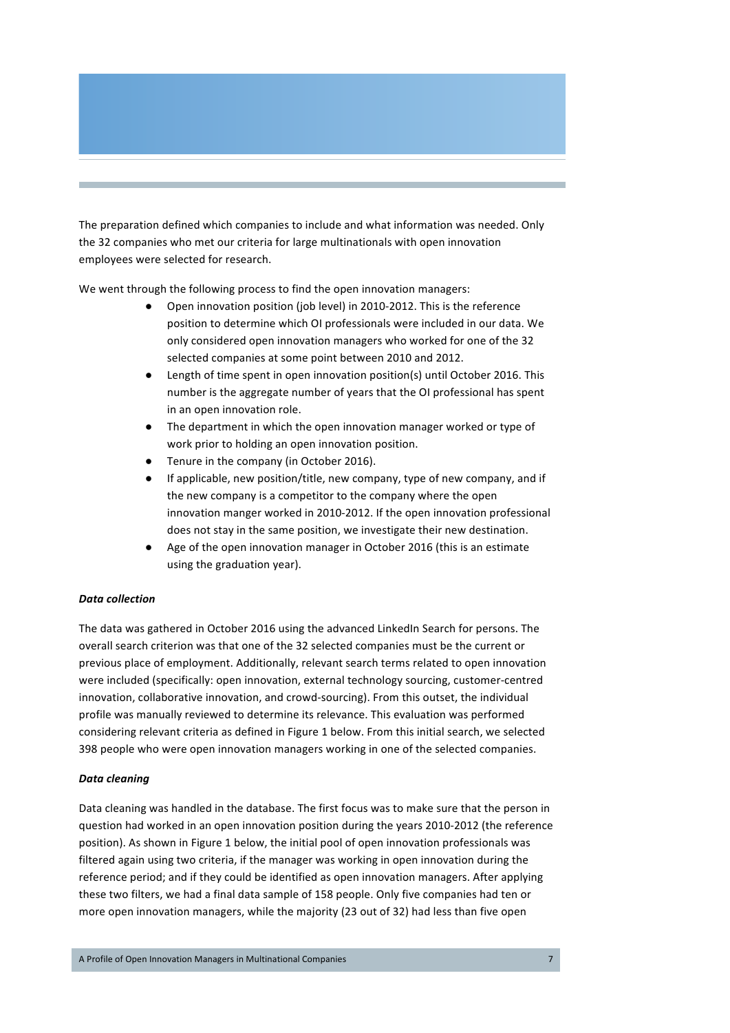The preparation defined which companies to include and what information was needed. Only the 32 companies who met our criteria for large multinationals with open innovation employees were selected for research.

We went through the following process to find the open innovation managers:

- Open innovation position (job level) in 2010-2012. This is the reference position to determine which OI professionals were included in our data. We only considered open innovation managers who worked for one of the 32 selected companies at some point between 2010 and 2012.
- Length of time spent in open innovation position(s) until October 2016. This number is the aggregate number of years that the OI professional has spent in an open innovation role.
- The department in which the open innovation manager worked or type of work prior to holding an open innovation position.
- Tenure in the company (in October 2016).
- If applicable, new position/title, new company, type of new company, and if the new company is a competitor to the company where the open innovation manger worked in 2010-2012. If the open innovation professional does not stay in the same position, we investigate their new destination.
- Age of the open innovation manager in October 2016 (this is an estimate using the graduation year).

***Data collection***

The data was gathered in October 2016 using the advanced LinkedIn Search for persons. The overall search criterion was that one of the 32 selected companies must be the current or previous place of employment. Additionally, relevant search terms related to open innovation were included (specifically: open innovation, external technology sourcing, customer-centred innovation, collaborative innovation, and crowd-sourcing). From this outset, the individual profile was manually reviewed to determine its relevance. This evaluation was performed considering relevant criteria as defined in Figure 1 below. From this initial search, we selected 398 people who were open innovation managers working in one of the selected companies.

***Data cleaning***

Data cleaning was handled in the database. The first focus was to make sure that the person in question had worked in an open innovation position during the years 2010-2012 (the reference position). As shown in Figure 1 below, the initial pool of open innovation professionals was filtered again using two criteria, if the manager was working in open innovation during the reference period; and if they could be identified as open innovation managers. After applying these two filters, we had a final data sample of 158 people. Only five companies had ten or more open innovation managers, while the majority (23 out of 32) had less than five open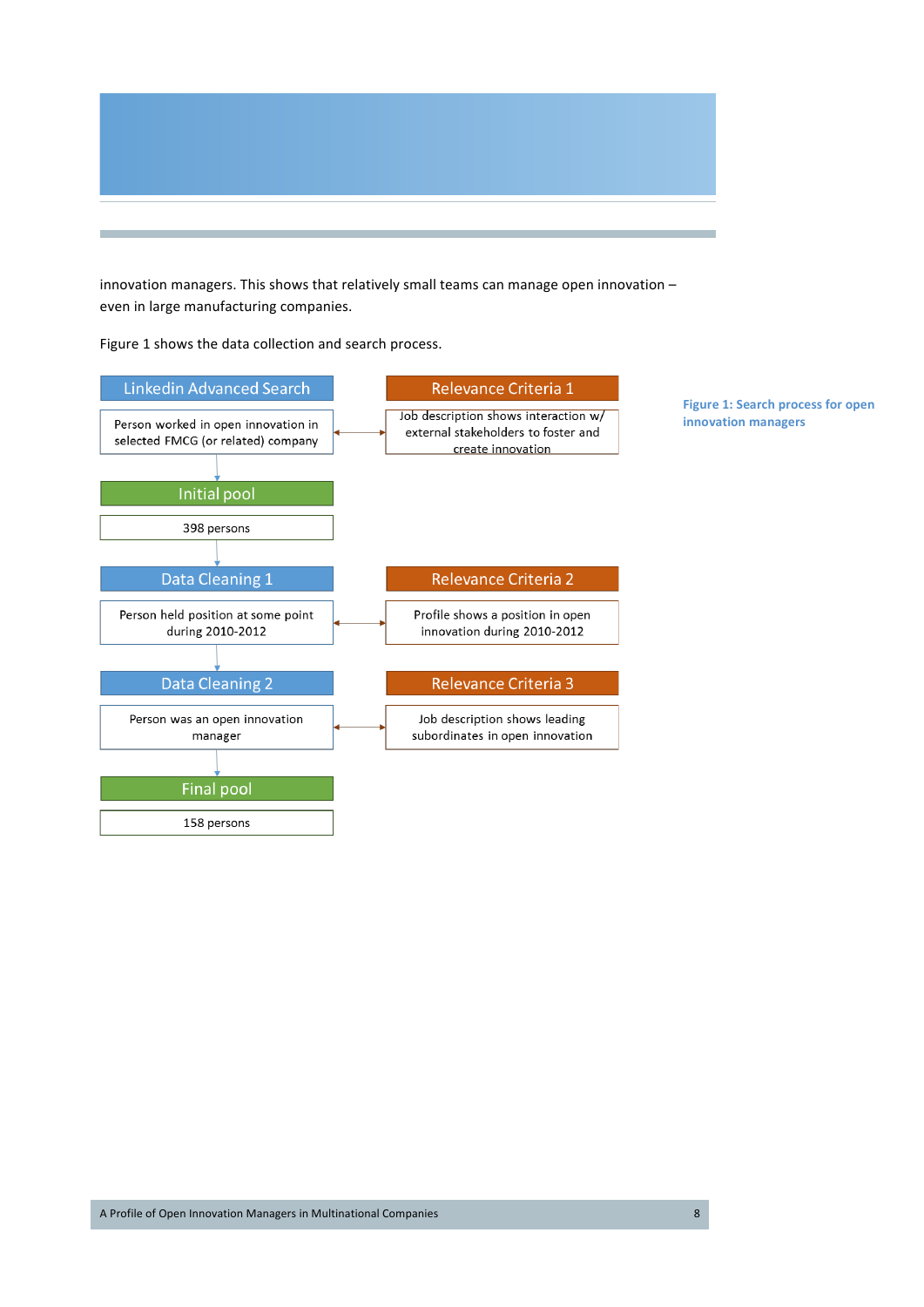innovation managers. This shows that relatively small teams can manage open innovation – even in large manufacturing companies.

Figure 1 shows the data collection and search process.

| Step | Description | Relevance Criteria | Criteria Description |
|---|---|---|---|
| Linkedin Advanced Search | Person worked in open innovation in selected FMCG (or related) company | Relevance Criteria 1 | Job description shows interaction w/ external stakeholders to foster and create innovation |
| Initial pool | 398 persons | | |
| Data Cleaning 1 | Person held position at some point during 2010-2012 | Relevance Criteria 2 | Profile shows a position in open innovation during 2010-2012 |
| Data Cleaning 2 | Person was an open innovation manager | Relevance Criteria 3 | Job description shows leading subordinates in open innovation |
| Final pool | 158 persons | | |

**Figure 1: Search process for open innovation managers**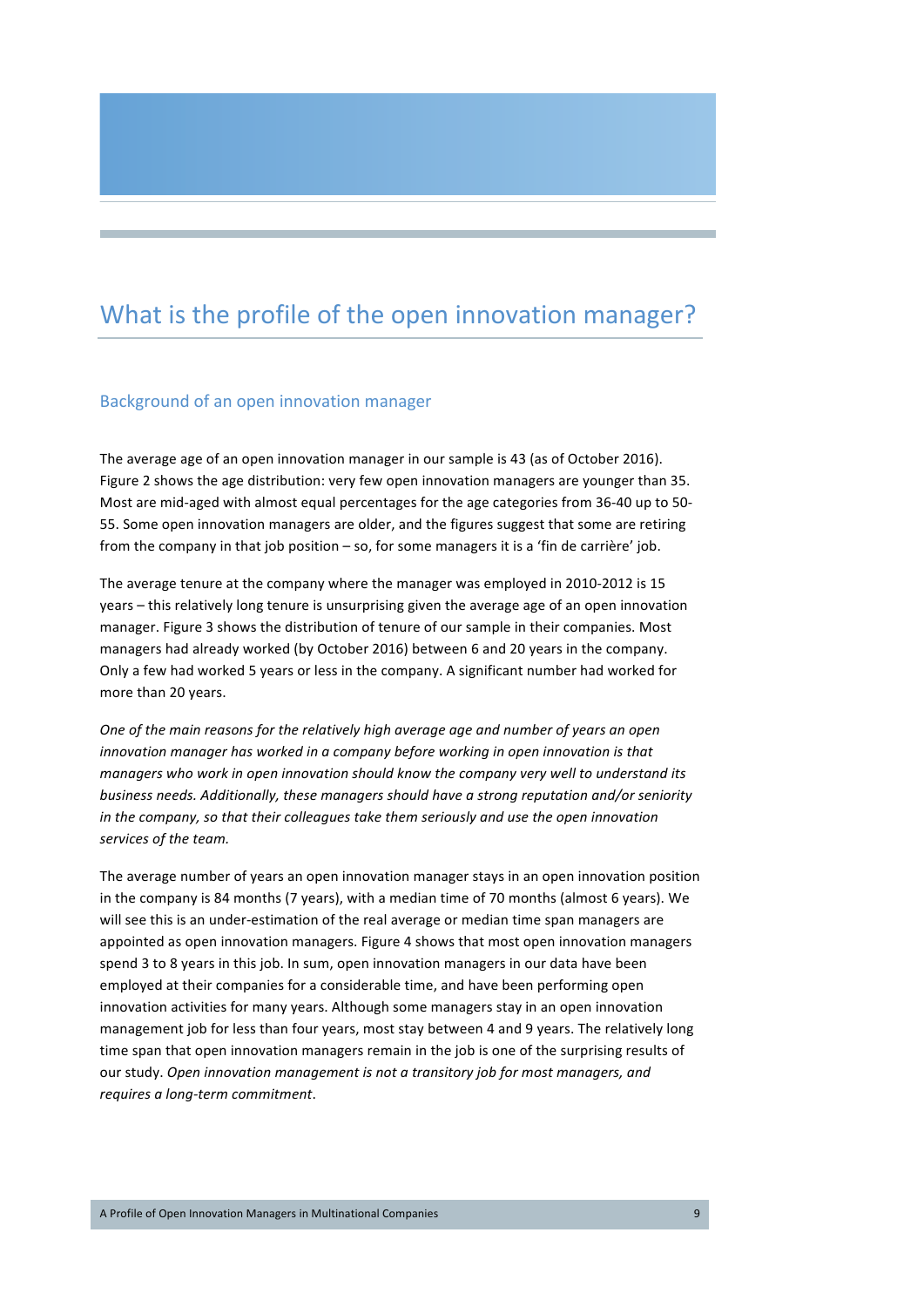# What is the profile of the open innovation manager?

## Background of an open innovation manager

The average age of an open innovation manager in our sample is 43 (as of October 2016). Figure 2 shows the age distribution: very few open innovation managers are younger than 35. Most are mid-aged with almost equal percentages for the age categories from 36-40 up to 50-55. Some open innovation managers are older, and the figures suggest that some are retiring from the company in that job position – so, for some managers it is a 'fin de carrière' job.

The average tenure at the company where the manager was employed in 2010-2012 is 15 years – this relatively long tenure is unsurprising given the average age of an open innovation manager. Figure 3 shows the distribution of tenure of our sample in their companies. Most managers had already worked (by October 2016) between 6 and 20 years in the company. Only a few had worked 5 years or less in the company. A significant number had worked for more than 20 years.

*One of the main reasons for the relatively high average age and number of years an open innovation manager has worked in a company before working in open innovation is that managers who work in open innovation should know the company very well to understand its business needs. Additionally, these managers should have a strong reputation and/or seniority in the company, so that their colleagues take them seriously and use the open innovation services of the team.*

The average number of years an open innovation manager stays in an open innovation position in the company is 84 months (7 years), with a median time of 70 months (almost 6 years). We will see this is an under-estimation of the real average or median time span managers are appointed as open innovation managers. Figure 4 shows that most open innovation managers spend 3 to 8 years in this job. In sum, open innovation managers in our data have been employed at their companies for a considerable time, and have been performing open innovation activities for many years. Although some managers stay in an open innovation management job for less than four years, most stay between 4 and 9 years. The relatively long time span that open innovation managers remain in the job is one of the surprising results of our study. *Open innovation management is not a transitory job for most managers, and requires a long-term commitment*.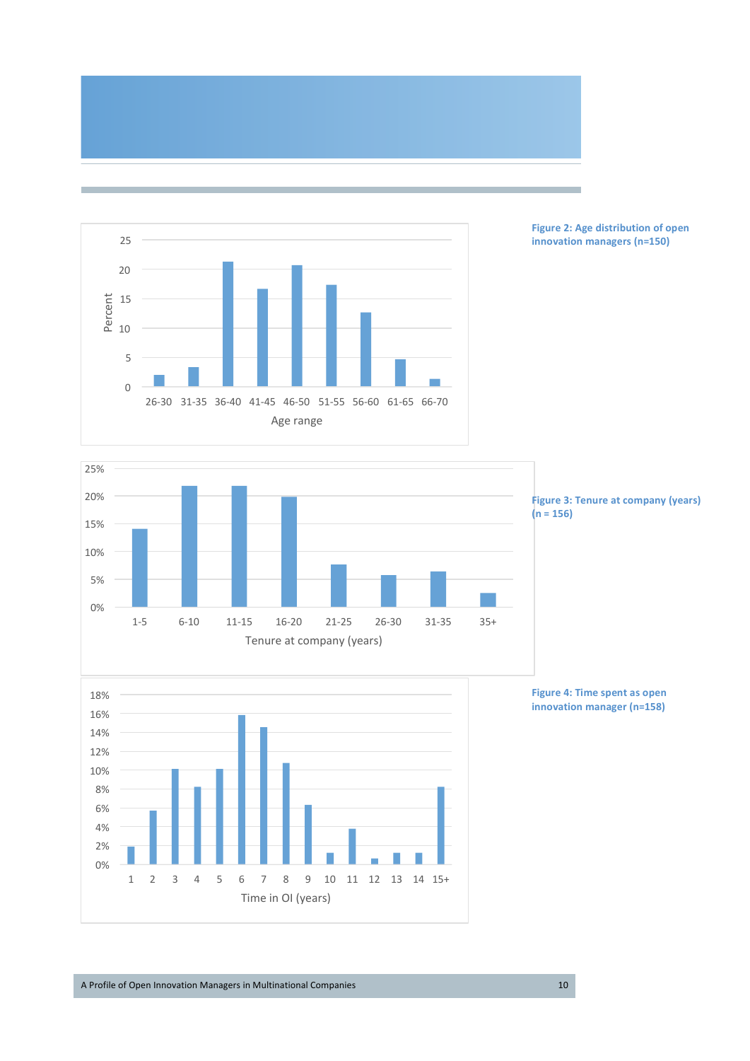Figure 2: Age distribution of open innovation managers (n=150)

Figure 3: Tenure at company (years) (n = 156)

Figure 4: Time spent as open innovation manager (n=158)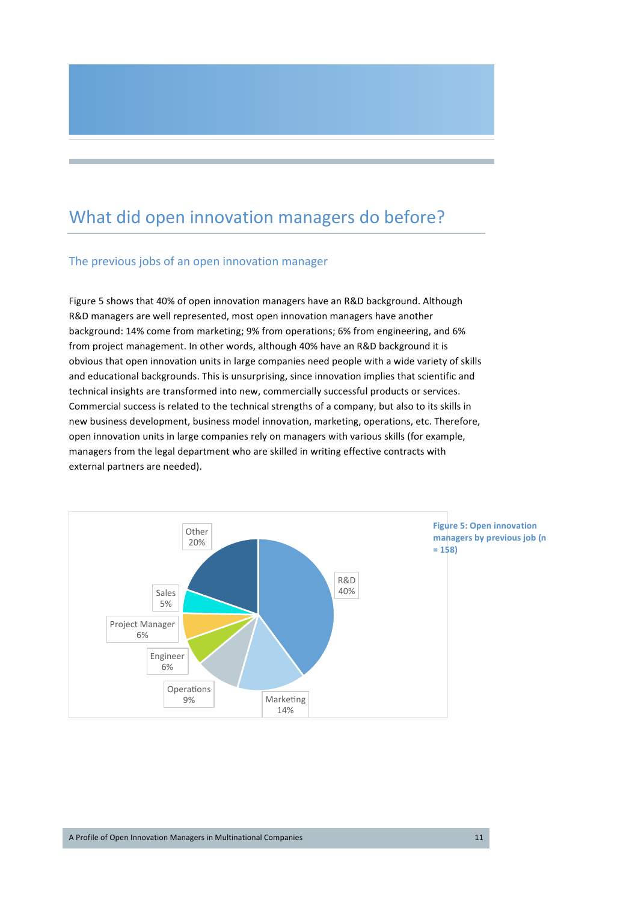# What did open innovation managers do before?

## The previous jobs of an open innovation manager

Figure 5 shows that 40% of open innovation managers have an R&D background. Although R&D managers are well represented, most open innovation managers have another background: 14% come from marketing; 9% from operations; 6% from engineering, and 6% from project management. In other words, although 40% have an R&D background it is obvious that open innovation units in large companies need people with a wide variety of skills and educational backgrounds. This is unsurprising, since innovation implies that scientific and technical insights are transformed into new, commercially successful products or services. Commercial success is related to the technical strengths of a company, but also to its skills in new business development, business model innovation, marketing, operations, etc. Therefore, open innovation units in large companies rely on managers with various skills (for example, managers from the legal department who are skilled in writing effective contracts with external partners are needed).

**Figure 5: Open innovation managers by previous job (n = 158)**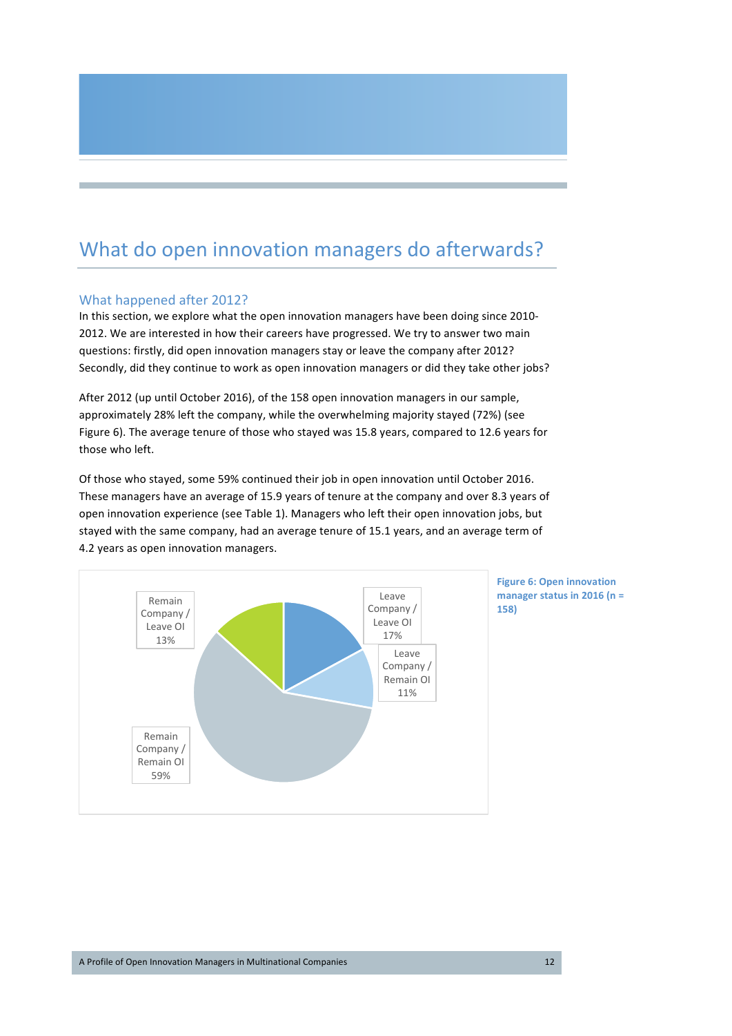# What do open innovation managers do afterwards?

## What happened after 2012?

In this section, we explore what the open innovation managers have been doing since 2010-2012. We are interested in how their careers have progressed. We try to answer two main questions: firstly, did open innovation managers stay or leave the company after 2012? Secondly, did they continue to work as open innovation managers or did they take other jobs?

After 2012 (up until October 2016), of the 158 open innovation managers in our sample, approximately 28% left the company, while the overwhelming majority stayed (72%) (see Figure 6). The average tenure of those who stayed was 15.8 years, compared to 12.6 years for those who left.

Of those who stayed, some 59% continued their job in open innovation until October 2016. These managers have an average of 15.9 years of tenure at the company and over 8.3 years of open innovation experience (see Table 1). Managers who left their open innovation jobs, but stayed with the same company, had an average tenure of 15.1 years, and an average term of 4.2 years as open innovation managers.

Remain Company / Leave OI 13%

Leave Company / Leave OI 17%

Leave Company / Remain OI 11%

Remain Company / Remain OI 59%

**Figure 6: Open innovation manager status in 2016 (n = 158)**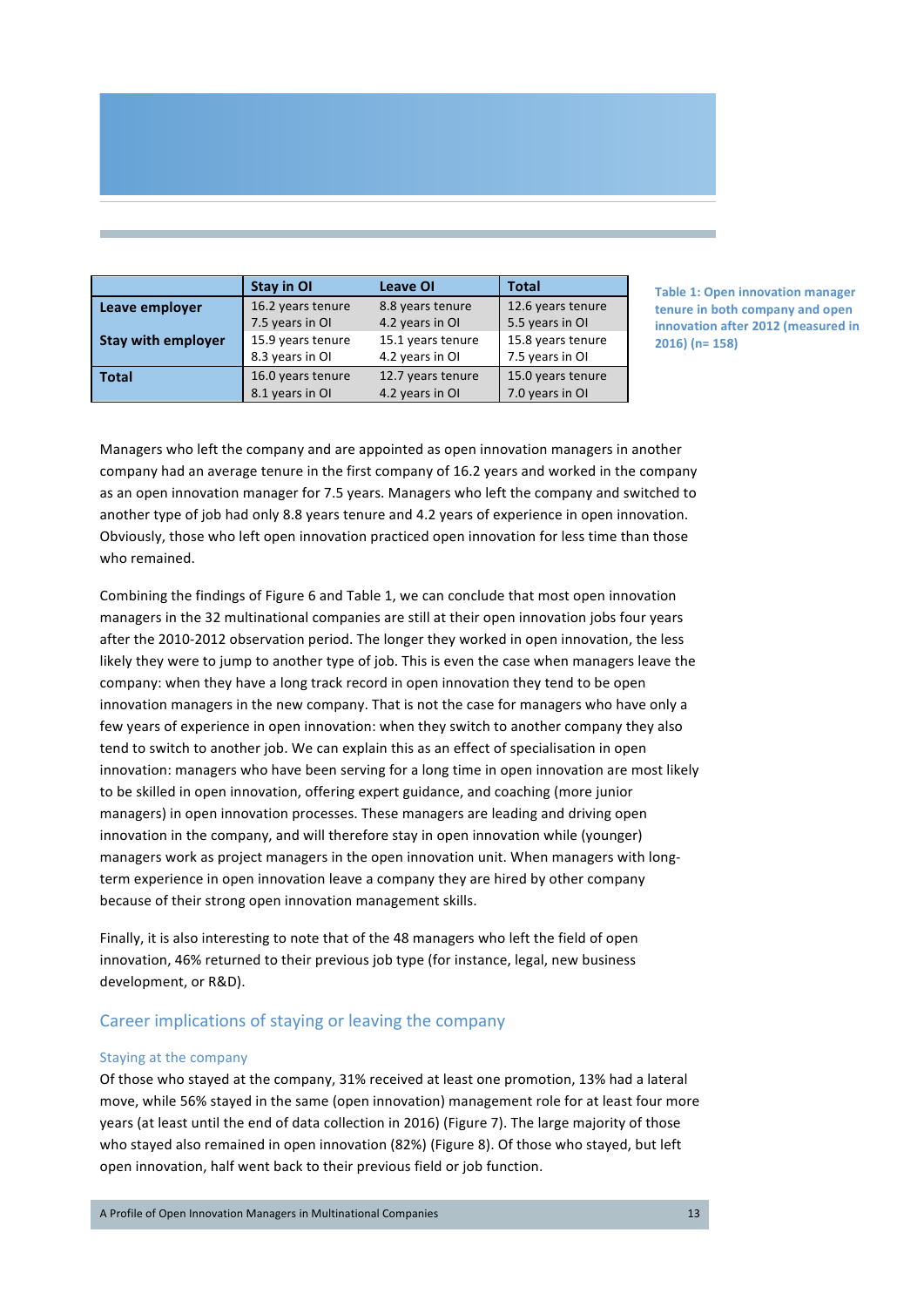|  | Stay in OI | Leave OI | Total |
|---|---|---|---|
| **Leave employer** | 16.2 years tenure<br>7.5 years in OI | 8.8 years tenure<br>4.2 years in OI | 12.6 years tenure<br>5.5 years in OI |
| **Stay with employer** | 15.9 years tenure<br>8.3 years in OI | 15.1 years tenure<br>4.2 years in OI | 15.8 years tenure<br>7.5 years in OI |
| **Total** | 16.0 years tenure<br>8.1 years in OI | 12.7 years tenure<br>4.2 years in OI | 15.0 years tenure<br>7.0 years in OI |

**Table 1: Open innovation manager tenure in both company and open innovation after 2012 (measured in 2016) (n= 158)**

Managers who left the company and are appointed as open innovation managers in another company had an average tenure in the first company of 16.2 years and worked in the company as an open innovation manager for 7.5 years. Managers who left the company and switched to another type of job had only 8.8 years tenure and 4.2 years of experience in open innovation. Obviously, those who left open innovation practiced open innovation for less time than those who remained.

Combining the findings of Figure 6 and Table 1, we can conclude that most open innovation managers in the 32 multinational companies are still at their open innovation jobs four years after the 2010-2012 observation period. The longer they worked in open innovation, the less likely they were to jump to another type of job. This is even the case when managers leave the company: when they have a long track record in open innovation they tend to be open innovation managers in the new company. That is not the case for managers who have only a few years of experience in open innovation: when they switch to another company they also tend to switch to another job. We can explain this as an effect of specialisation in open innovation: managers who have been serving for a long time in open innovation are most likely to be skilled in open innovation, offering expert guidance, and coaching (more junior managers) in open innovation processes. These managers are leading and driving open innovation in the company, and will therefore stay in open innovation while (younger) managers work as project managers in the open innovation unit. When managers with long-term experience in open innovation leave a company they are hired by other company because of their strong open innovation management skills.

Finally, it is also interesting to note that of the 48 managers who left the field of open innovation, 46% returned to their previous job type (for instance, legal, new business development, or R&D).

## Career implications of staying or leaving the company

### Staying at the company

Of those who stayed at the company, 31% received at least one promotion, 13% had a lateral move, while 56% stayed in the same (open innovation) management role for at least four more years (at least until the end of data collection in 2016) (Figure 7). The large majority of those who stayed also remained in open innovation (82%) (Figure 8). Of those who stayed, but left open innovation, half went back to their previous field or job function.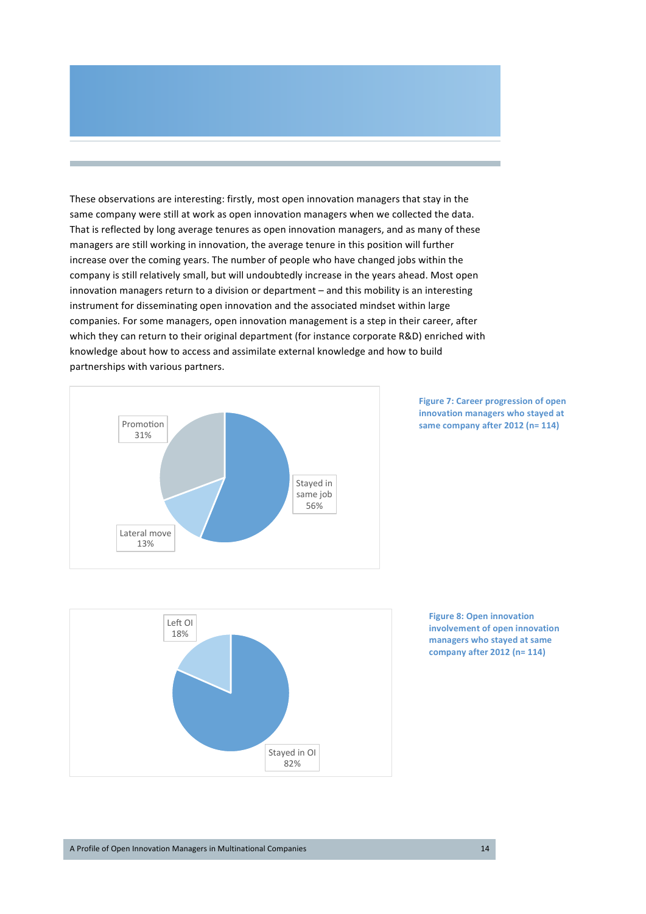These observations are interesting: firstly, most open innovation managers that stay in the same company were still at work as open innovation managers when we collected the data. That is reflected by long average tenures as open innovation managers, and as many of these managers are still working in innovation, the average tenure in this position will further increase over the coming years. The number of people who have changed jobs within the company is still relatively small, but will undoubtedly increase in the years ahead. Most open innovation managers return to a division or department – and this mobility is an interesting instrument for disseminating open innovation and the associated mindset within large companies. For some managers, open innovation management is a step in their career, after which they can return to their original department (for instance corporate R&D) enriched with knowledge about how to access and assimilate external knowledge and how to build partnerships with various partners.

| Career progression | Share |
| --- | --- |
| Promotion | 31% |
| Stayed in same job | 56% |
| Lateral move | 13% |

**Figure 7: Career progression of open innovation managers who stayed at same company after 2012 (n= 114)**

| Open innovation involvement | Share |
| --- | --- |
| Left OI | 18% |
| Stayed in OI | 82% |

**Figure 8: Open innovation involvement of open innovation managers who stayed at same company after 2012 (n= 114)**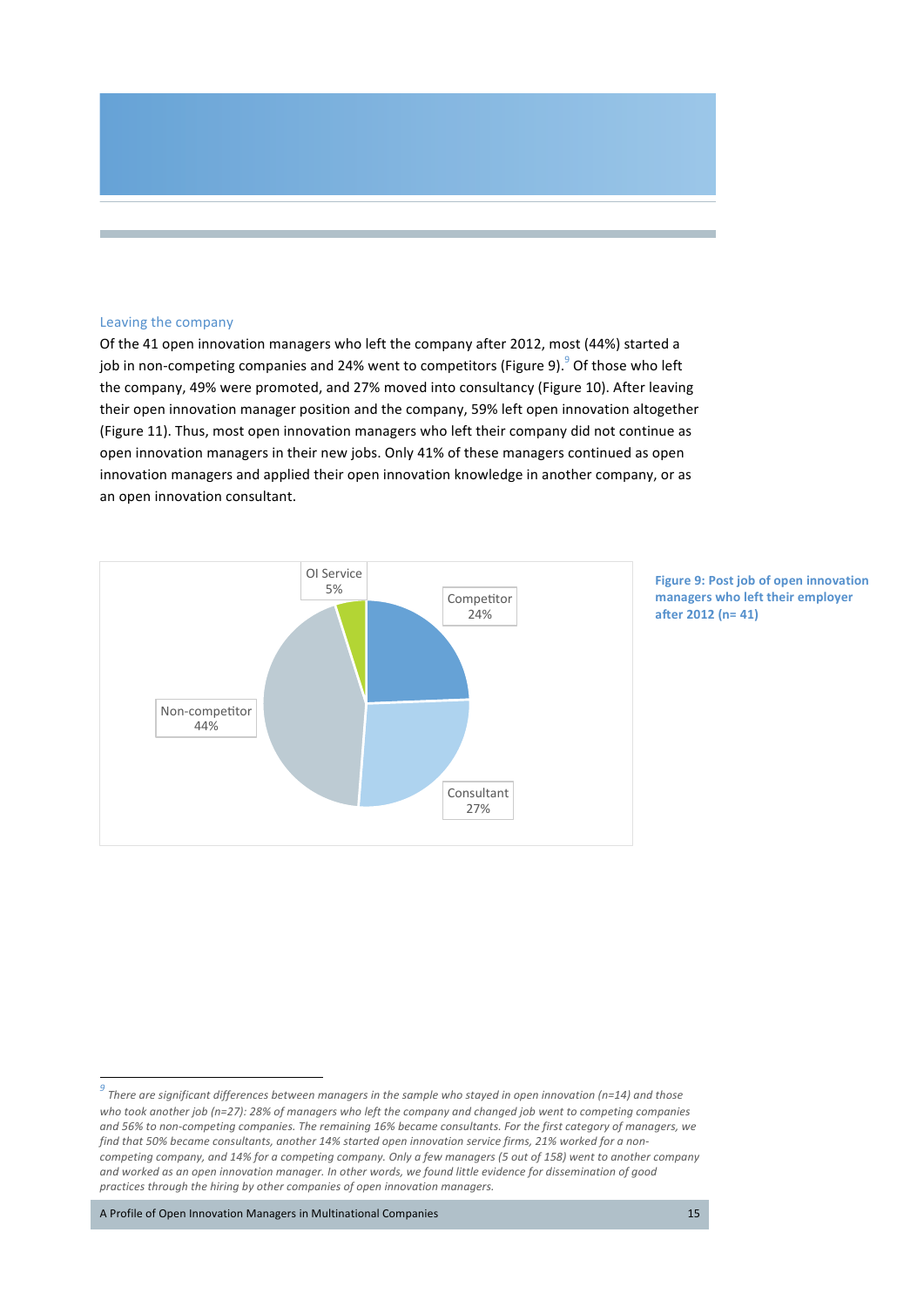### Leaving the company

Of the 41 open innovation managers who left the company after 2012, most (44%) started a job in non-competing companies and 24% went to competitors (Figure 9).[9] Of those who left the company, 49% were promoted, and 27% moved into consultancy (Figure 10). After leaving their open innovation manager position and the company, 59% left open innovation altogether (Figure 11). Thus, most open innovation managers who left their company did not continue as open innovation managers in their new jobs. Only 41% of these managers continued as open innovation managers and applied their open innovation knowledge in another company, or as an open innovation consultant.

OI Service 5%

Competitor 24%

Non-competitor 44%

Consultant 27%

**Figure 9: Post job of open innovation managers who left their employer after 2012 (n= 41)**

---

[9] *There are significant differences between managers in the sample who stayed in open innovation (n=14) and those who took another job (n=27): 28% of managers who left the company and changed job went to competing companies and 56% to non-competing companies. The remaining 16% became consultants. For the first category of managers, we find that 50% became consultants, another 14% started open innovation service firms, 21% worked for a non-competing company, and 14% for a competing company. Only a few managers (5 out of 158) went to another company and worked as an open innovation manager. In other words, we found little evidence for dissemination of good practices through the hiring by other companies of open innovation managers.*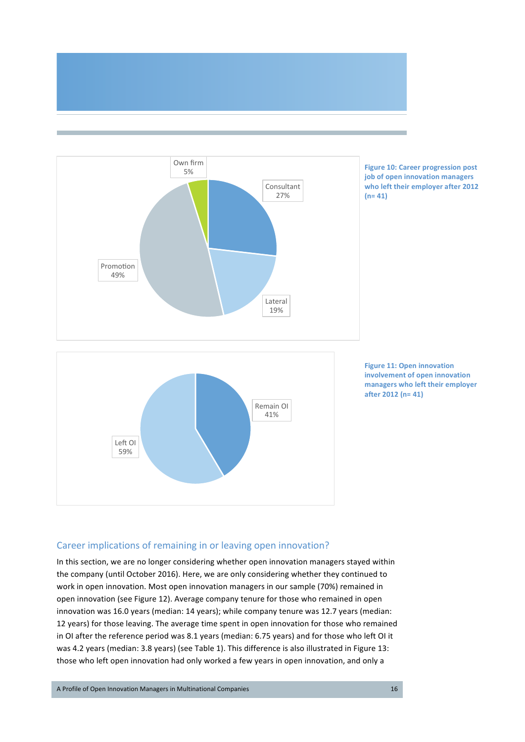Figure 10: Career progression post job of open innovation managers who left their employer after 2012 (n= 41)

Figure 11: Open innovation involvement of open innovation managers who left their employer after 2012 (n= 41)

## Career implications of remaining in or leaving open innovation?

In this section, we are no longer considering whether open innovation managers stayed within the company (until October 2016). Here, we are only considering whether they continued to work in open innovation. Most open innovation managers in our sample (70%) remained in open innovation (see Figure 12). Average company tenure for those who remained in open innovation was 16.0 years (median: 14 years); while company tenure was 12.7 years (median: 12 years) for those leaving. The average time spent in open innovation for those who remained in OI after the reference period was 8.1 years (median: 6.75 years) and for those who left OI it was 4.2 years (median: 3.8 years) (see Table 1). This difference is also illustrated in Figure 13: those who left open innovation had only worked a few years in open innovation, and only a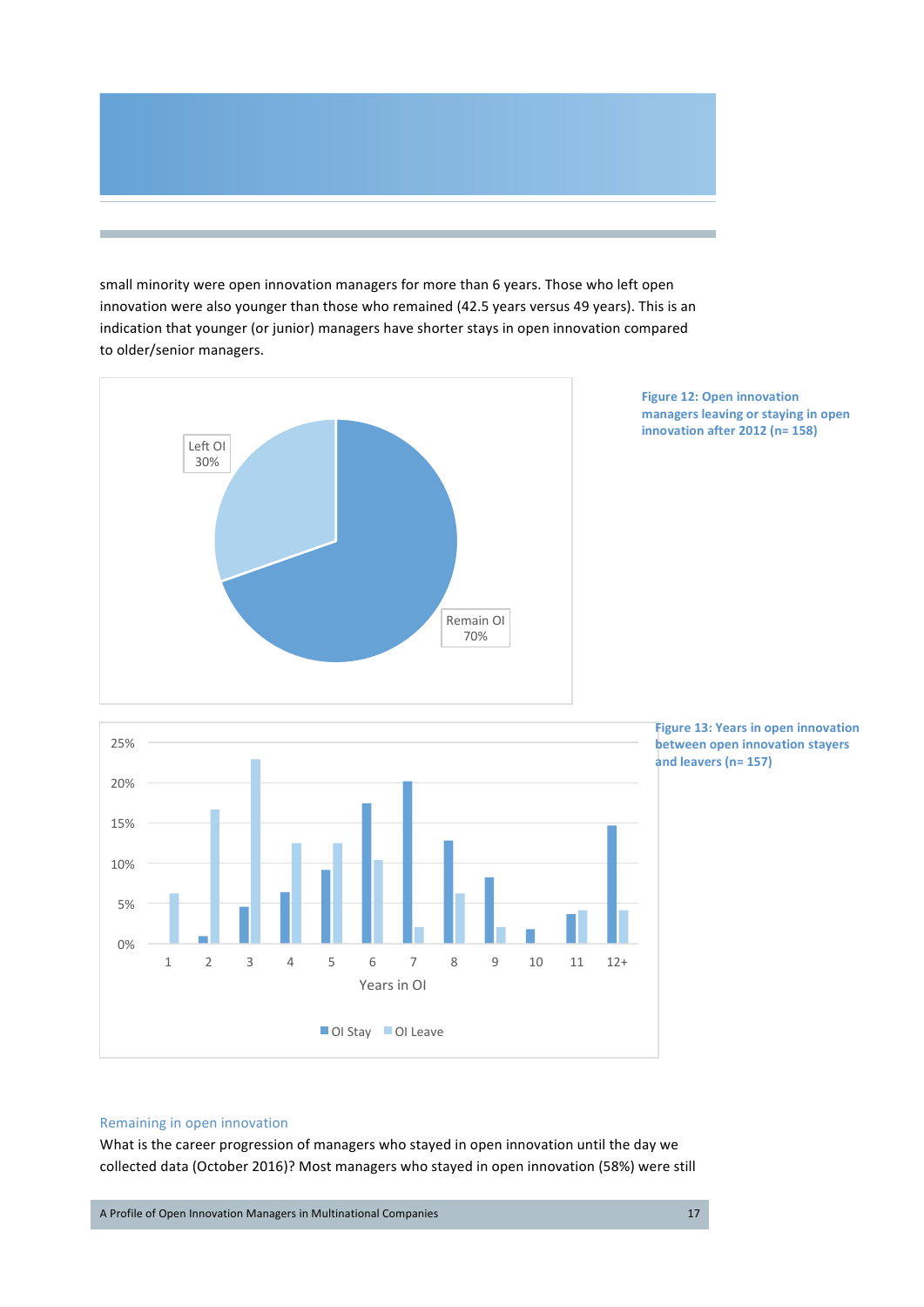small minority were open innovation managers for more than 6 years. Those who left open innovation were also younger than those who remained (42.5 years versus 49 years). This is an indication that younger (or junior) managers have shorter stays in open innovation compared to older/senior managers.

Left OI 30%

Remain OI 70%

**Figure 12: Open innovation managers leaving or staying in open innovation after 2012 (n= 158)**

**Figure 13: Years in open innovation between open innovation stayers and leavers (n= 157)**

### Remaining in open innovation

What is the career progression of managers who stayed in open innovation until the day we collected data (October 2016)? Most managers who stayed in open innovation (58%) were still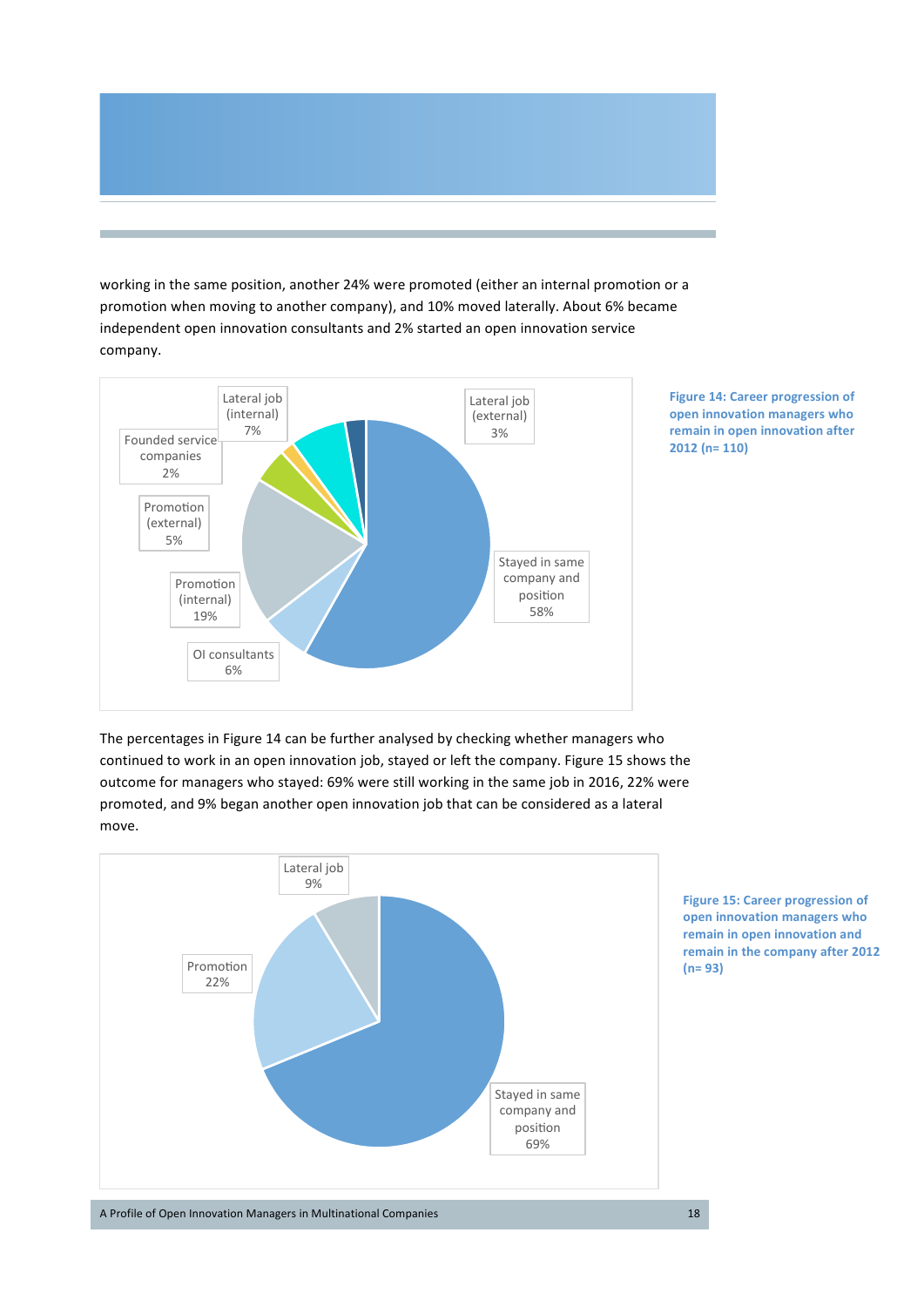working in the same position, another 24% were promoted (either an internal promotion or a promotion when moving to another company), and 10% moved laterally. About 6% became independent open innovation consultants and 2% started an open innovation service company.

Figure 14: Career progression of open innovation managers who remain in open innovation after 2012 (n= 110)

The percentages in Figure 14 can be further analysed by checking whether managers who continued to work in an open innovation job, stayed or left the company. Figure 15 shows the outcome for managers who stayed: 69% were still working in the same job in 2016, 22% were promoted, and 9% began another open innovation job that can be considered as a lateral move.

Figure 15: Career progression of open innovation managers who remain in open innovation and remain in the company after 2012 (n= 93)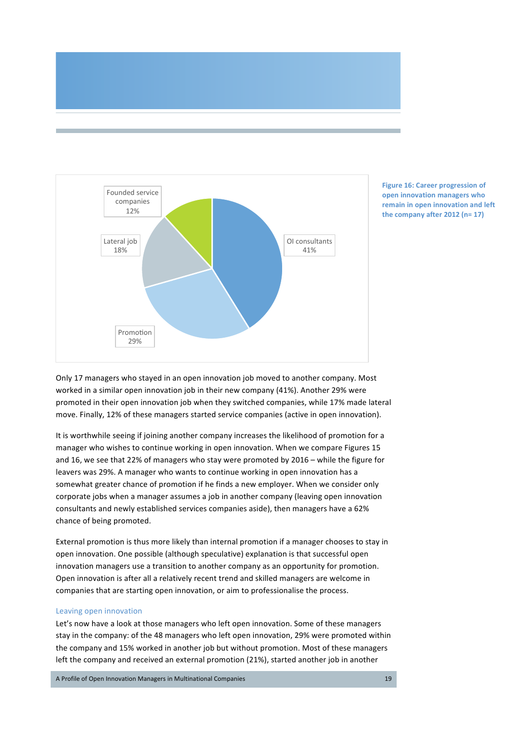Founded service companies 12%

Lateral job 18%

OI consultants 41%

Promotion 29%

**Figure 16: Career progression of open innovation managers who remain in open innovation and left the company after 2012 (n= 17)**

Only 17 managers who stayed in an open innovation job moved to another company. Most worked in a similar open innovation job in their new company (41%). Another 29% were promoted in their open innovation job when they switched companies, while 17% made lateral move. Finally, 12% of these managers started service companies (active in open innovation).

It is worthwhile seeing if joining another company increases the likelihood of promotion for a manager who wishes to continue working in open innovation. When we compare Figures 15 and 16, we see that 22% of managers who stay were promoted by 2016 – while the figure for leavers was 29%. A manager who wants to continue working in open innovation has a somewhat greater chance of promotion if he finds a new employer. When we consider only corporate jobs when a manager assumes a job in another company (leaving open innovation consultants and newly established services companies aside), then managers have a 62% chance of being promoted.

External promotion is thus more likely than internal promotion if a manager chooses to stay in open innovation. One possible (although speculative) explanation is that successful open innovation managers use a transition to another company as an opportunity for promotion. Open innovation is after all a relatively recent trend and skilled managers are welcome in companies that are starting open innovation, or aim to professionalise the process.

### Leaving open innovation

Let's now have a look at those managers who left open innovation. Some of these managers stay in the company: of the 48 managers who left open innovation, 29% were promoted within the company and 15% worked in another job but without promotion. Most of these managers left the company and received an external promotion (21%), started another job in another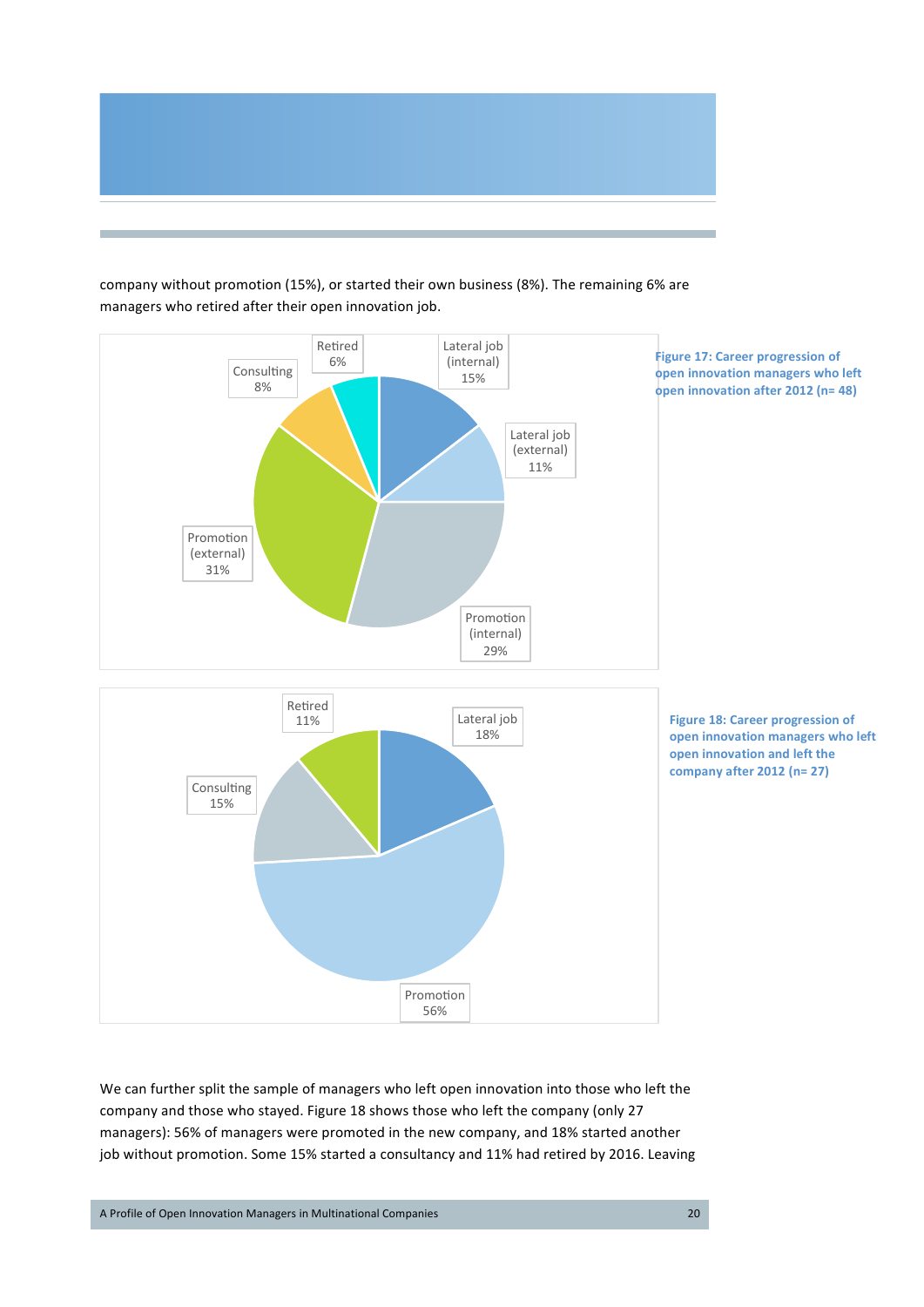company without promotion (15%), or started their own business (8%). The remaining 6% are managers who retired after their open innovation job.

Figure 17: Career progression of open innovation managers who left open innovation after 2012 (n= 48)

Figure 18: Career progression of open innovation managers who left open innovation and left the company after 2012 (n= 27)

We can further split the sample of managers who left open innovation into those who left the company and those who stayed. Figure 18 shows those who left the company (only 27 managers): 56% of managers were promoted in the new company, and 18% started another job without promotion. Some 15% started a consultancy and 11% had retired by 2016. Leaving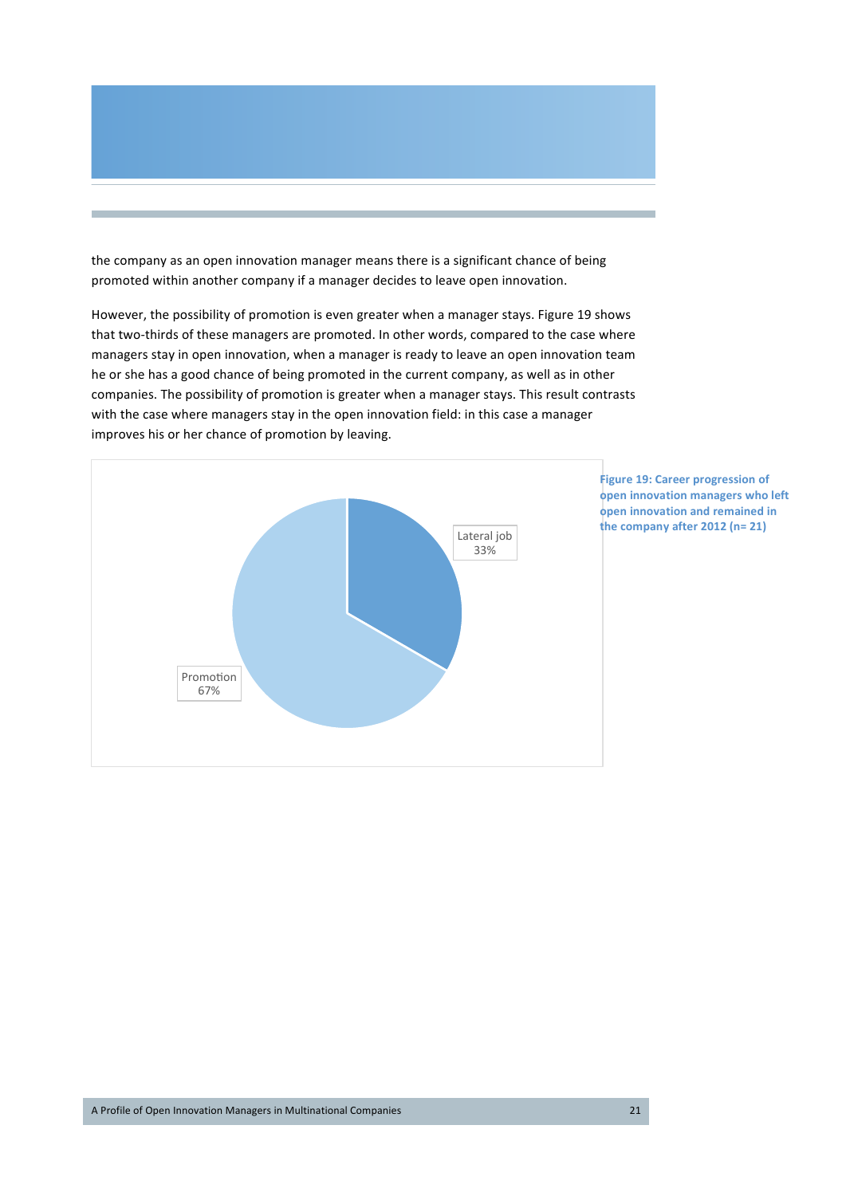the company as an open innovation manager means there is a significant chance of being promoted within another company if a manager decides to leave open innovation.

However, the possibility of promotion is even greater when a manager stays. Figure 19 shows that two-thirds of these managers are promoted. In other words, compared to the case where managers stay in open innovation, when a manager is ready to leave an open innovation team he or she has a good chance of being promoted in the current company, as well as in other companies. The possibility of promotion is greater when a manager stays. This result contrasts with the case where managers stay in the open innovation field: in this case a manager improves his or her chance of promotion by leaving.

| Career progression | Share |
| --- | --- |
| Lateral job | 33% |
| Promotion | 67% |

**Figure 19: Career progression of open innovation managers who left open innovation and remained in the company after 2012 (n= 21)**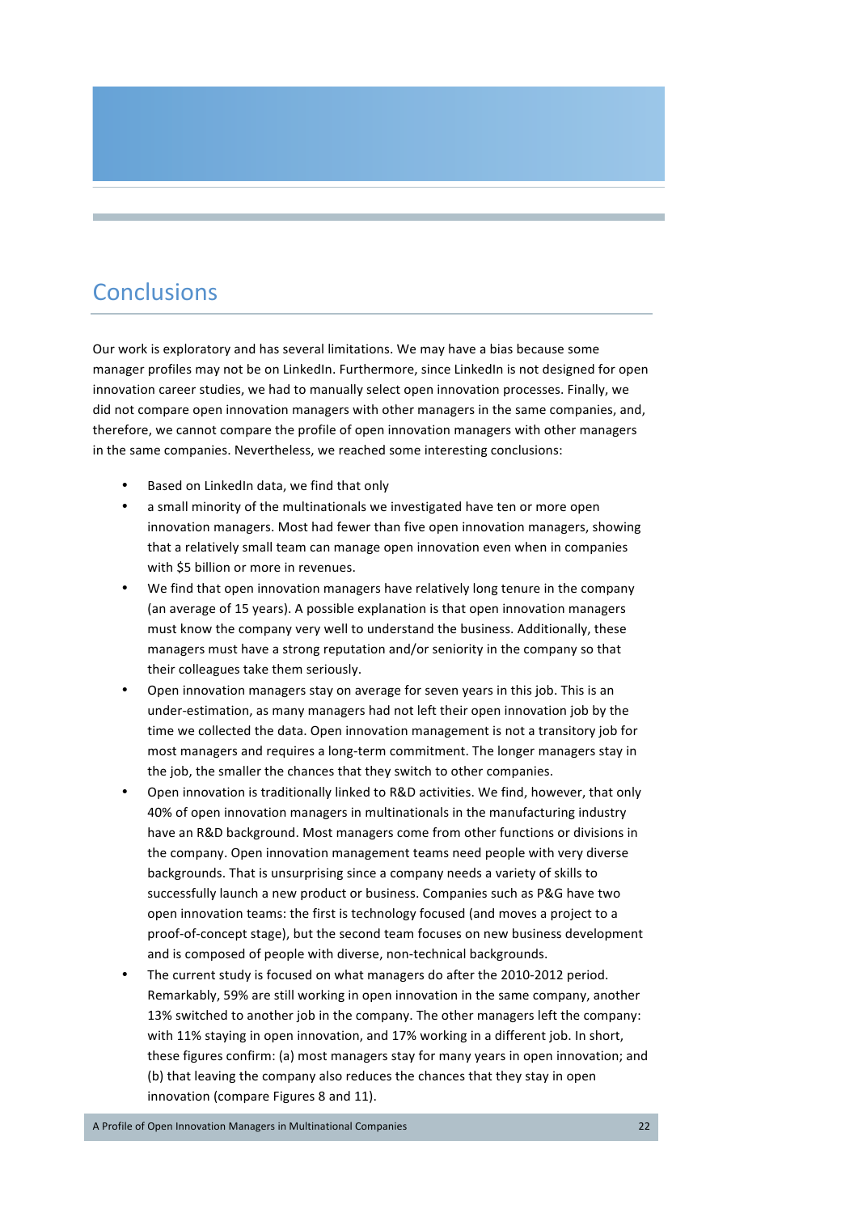# Conclusions

Our work is exploratory and has several limitations. We may have a bias because some manager profiles may not be on LinkedIn. Furthermore, since LinkedIn is not designed for open innovation career studies, we had to manually select open innovation processes. Finally, we did not compare open innovation managers with other managers in the same companies, and, therefore, we cannot compare the profile of open innovation managers with other managers in the same companies. Nevertheless, we reached some interesting conclusions:

- Based on LinkedIn data, we find that only
- a small minority of the multinationals we investigated have ten or more open innovation managers. Most had fewer than five open innovation managers, showing that a relatively small team can manage open innovation even when in companies with $5 billion or more in revenues.
- We find that open innovation managers have relatively long tenure in the company (an average of 15 years). A possible explanation is that open innovation managers must know the company very well to understand the business. Additionally, these managers must have a strong reputation and/or seniority in the company so that their colleagues take them seriously.
- Open innovation managers stay on average for seven years in this job. This is an under-estimation, as many managers had not left their open innovation job by the time we collected the data. Open innovation management is not a transitory job for most managers and requires a long-term commitment. The longer managers stay in the job, the smaller the chances that they switch to other companies.
- Open innovation is traditionally linked to R&D activities. We find, however, that only 40% of open innovation managers in multinationals in the manufacturing industry have an R&D background. Most managers come from other functions or divisions in the company. Open innovation management teams need people with very diverse backgrounds. That is unsurprising since a company needs a variety of skills to successfully launch a new product or business. Companies such as P&G have two open innovation teams: the first is technology focused (and moves a project to a proof-of-concept stage), but the second team focuses on new business development and is composed of people with diverse, non-technical backgrounds.
- The current study is focused on what managers do after the 2010-2012 period. Remarkably, 59% are still working in open innovation in the same company, another 13% switched to another job in the company. The other managers left the company: with 11% staying in open innovation, and 17% working in a different job. In short, these figures confirm: (a) most managers stay for many years in open innovation; and (b) that leaving the company also reduces the chances that they stay in open innovation (compare Figures 8 and 11).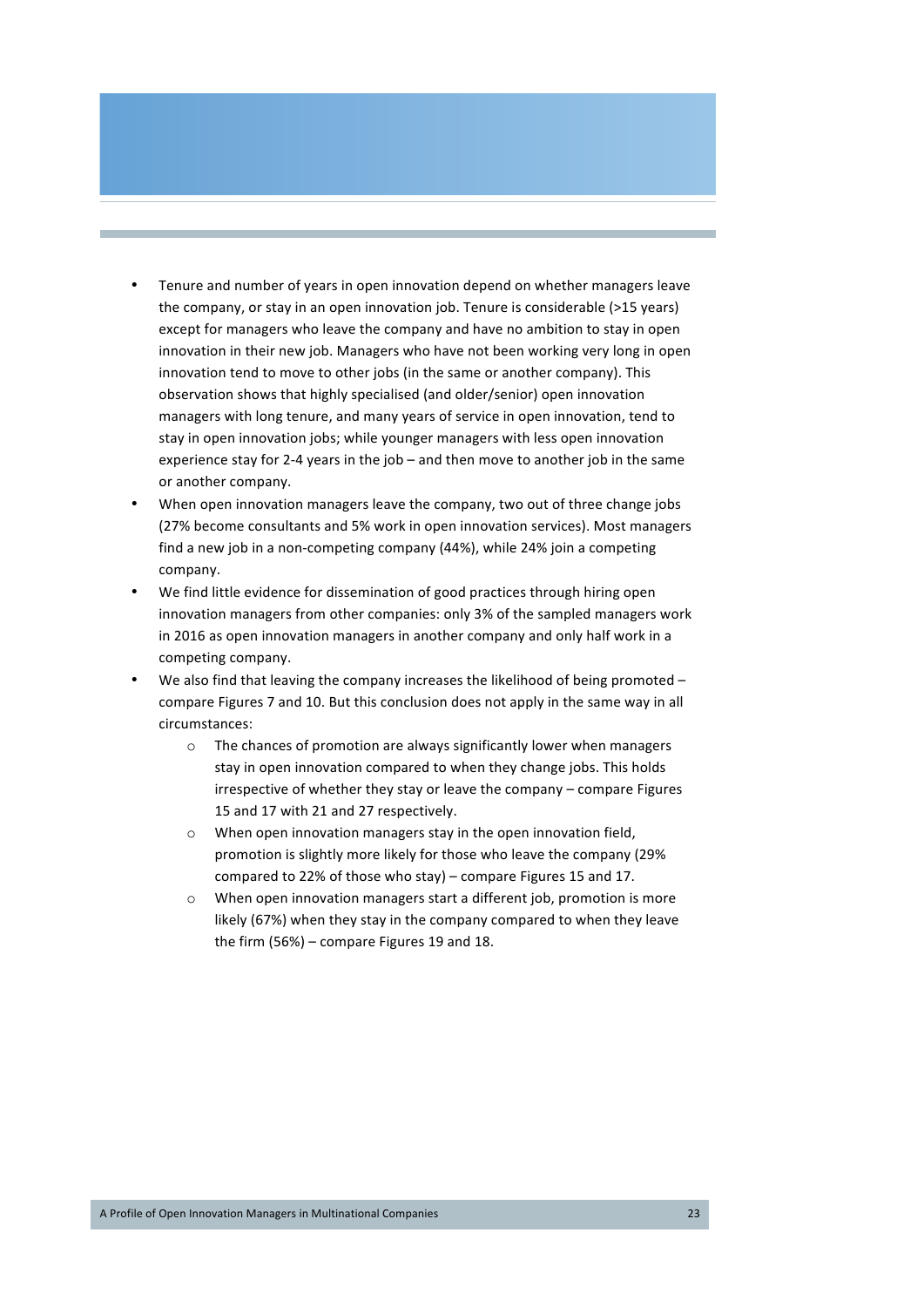- Tenure and number of years in open innovation depend on whether managers leave the company, or stay in an open innovation job. Tenure is considerable (>15 years) except for managers who leave the company and have no ambition to stay in open innovation in their new job. Managers who have not been working very long in open innovation tend to move to other jobs (in the same or another company). This observation shows that highly specialised (and older/senior) open innovation managers with long tenure, and many years of service in open innovation, tend to stay in open innovation jobs; while younger managers with less open innovation experience stay for 2-4 years in the job – and then move to another job in the same or another company.
- When open innovation managers leave the company, two out of three change jobs (27% become consultants and 5% work in open innovation services). Most managers find a new job in a non-competing company (44%), while 24% join a competing company.
- We find little evidence for dissemination of good practices through hiring open innovation managers from other companies: only 3% of the sampled managers work in 2016 as open innovation managers in another company and only half work in a competing company.
- We also find that leaving the company increases the likelihood of being promoted – compare Figures 7 and 10. But this conclusion does not apply in the same way in all circumstances:
    - The chances of promotion are always significantly lower when managers stay in open innovation compared to when they change jobs. This holds irrespective of whether they stay or leave the company – compare Figures 15 and 17 with 21 and 27 respectively.
    - When open innovation managers stay in the open innovation field, promotion is slightly more likely for those who leave the company (29% compared to 22% of those who stay) – compare Figures 15 and 17.
    - When open innovation managers start a different job, promotion is more likely (67%) when they stay in the company compared to when they leave the firm (56%) – compare Figures 19 and 18.